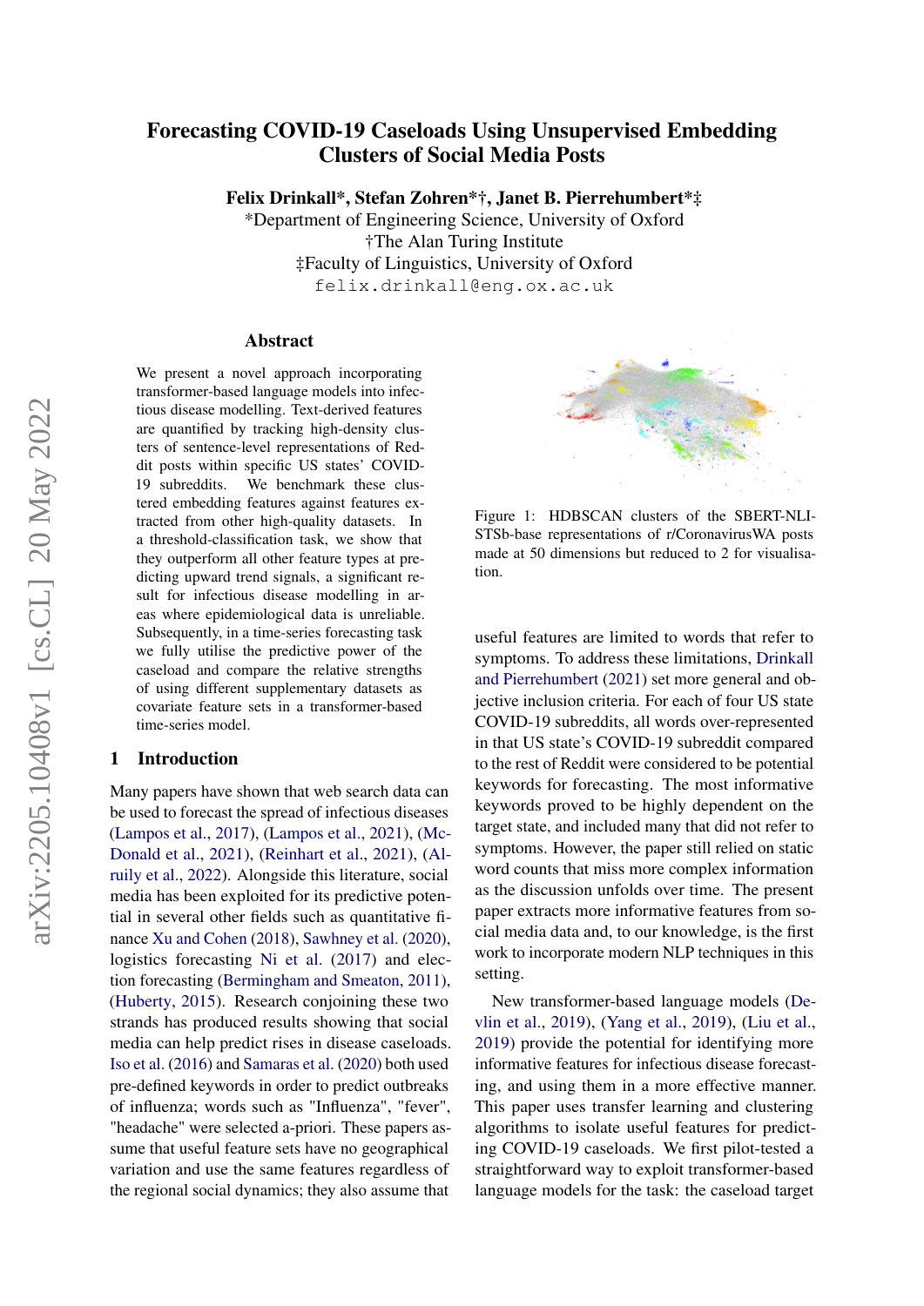# Forecasting COVID-19 Caseloads Using Unsupervised Embedding Clusters of Social Media Posts

**Felix Drinkall*, Stefan Zohren*†, Janet B. Pierrehumbert*‡**

*Department of Engineering Science, University of Oxford
†The Alan Turing Institute
‡Faculty of Linguistics, University of Oxford
felix.drinkall@eng.ox.ac.uk

## Abstract

We present a novel approach incorporating transformer-based language models into infectious disease modelling. Text-derived features are quantified by tracking high-density clusters of sentence-level representations of Reddit posts within specific US states' COVID-19 subreddits. We benchmark these clustered embedding features against features extracted from other high-quality datasets. In a threshold-classification task, we show that they outperform all other feature types at predicting upward trend signals, a significant result for infectious disease modelling in areas where epidemiological data is unreliable. Subsequently, in a time-series forecasting task we fully utilise the predictive power of the caseload and compare the relative strengths of using different supplementary datasets as covariate feature sets in a transformer-based time-series model.

Figure 1: HDBSCAN clusters of the SBERT-NLI-STSb-base representations of r/CoronavirusWA posts made at 50 dimensions but reduced to 2 for visualisation.

## 1 Introduction

Many papers have shown that web search data can be used to forecast the spread of infectious diseases (Lampos et al., 2017), (Lampos et al., 2021), (McDonald et al., 2021), (Reinhart et al., 2021), (Alruily et al., 2022). Alongside this literature, social media has been exploited for its predictive potential in several other fields such as quantitative finance Xu and Cohen (2018), Sawhney et al. (2020), logistics forecasting Ni et al. (2017) and election forecasting (Bermingham and Smeaton, 2011), (Huberty, 2015). Research conjoining these two strands has produced results showing that social media can help predict rises in disease caseloads. Iso et al. (2016) and Samaras et al. (2020) both used pre-defined keywords in order to predict outbreaks of influenza; words such as "Influenza", "fever", "headache" were selected a-priori. These papers assume that useful feature sets have no geographical variation and use the same features regardless of the regional social dynamics; they also assume that useful features are limited to words that refer to symptoms. To address these limitations, Drinkall and Pierrehumbert (2021) set more general and objective inclusion criteria. For each of four US state COVID-19 subreddits, all words over-represented in that US state's COVID-19 subreddit compared to the rest of Reddit were considered to be potential keywords for forecasting. The most informative keywords proved to be highly dependent on the target state, and included many that did not refer to symptoms. However, the paper still relied on static word counts that miss more complex information as the discussion unfolds over time. The present paper extracts more informative features from social media data and, to our knowledge, is the first work to incorporate modern NLP techniques in this setting.

New transformer-based language models (Devlin et al., 2019), (Yang et al., 2019), (Liu et al., 2019) provide the potential for identifying more informative features for infectious disease forecasting, and using them in a more effective manner. This paper uses transfer learning and clustering algorithms to isolate useful features for predicting COVID-19 caseloads. We first pilot-tested a straightforward way to exploit transformer-based language models for the task: the caseload target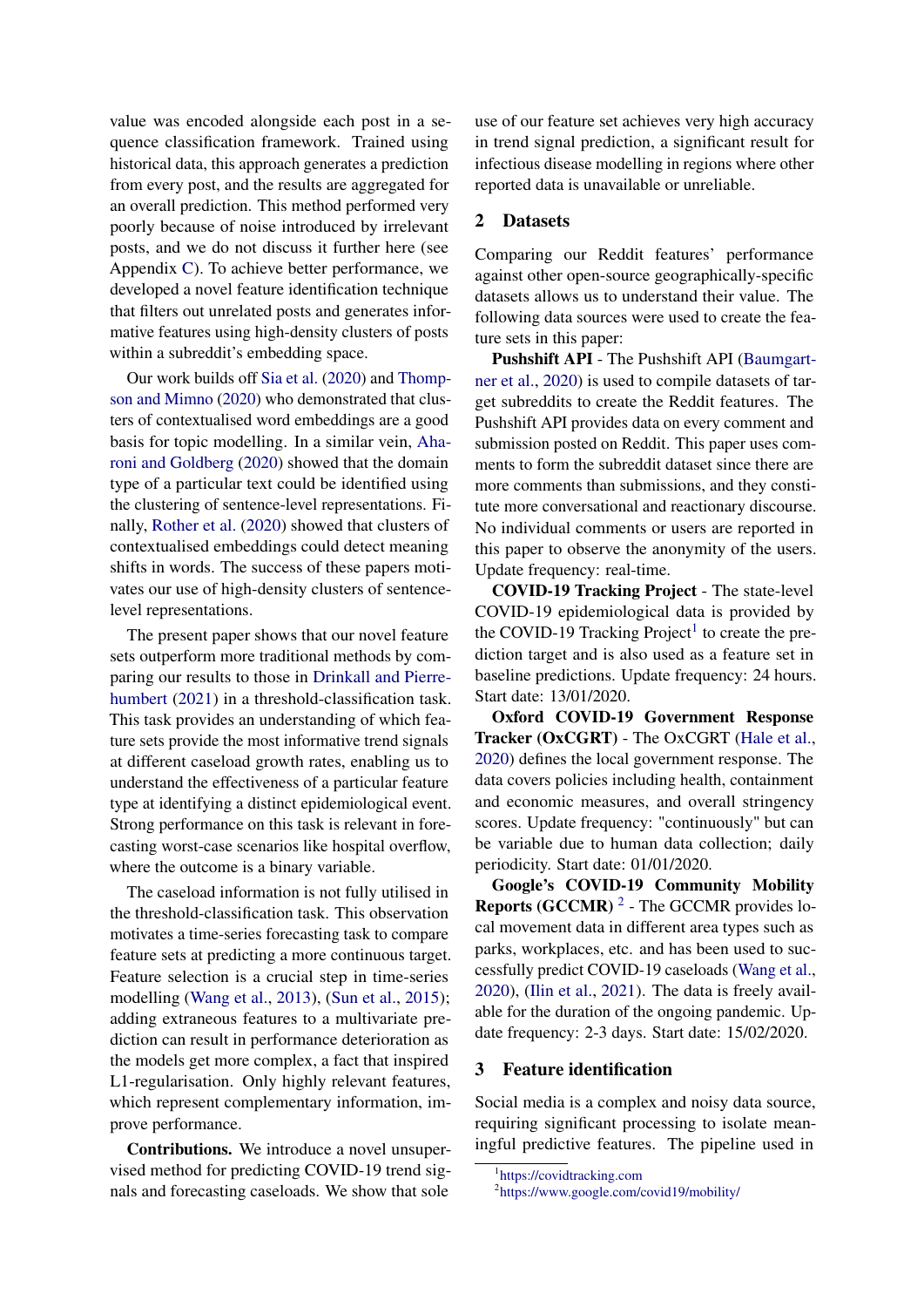value was encoded alongside each post in a sequence classification framework. Trained using historical data, this approach generates a prediction from every post, and the results are aggregated for an overall prediction. This method performed very poorly because of noise introduced by irrelevant posts, and we do not discuss it further here (see Appendix C). To achieve better performance, we developed a novel feature identification technique that filters out unrelated posts and generates informative features using high-density clusters of posts within a subreddit's embedding space.

Our work builds off Sia et al. (2020) and Thompson and Mimno (2020) who demonstrated that clusters of contextualised word embeddings are a good basis for topic modelling. In a similar vein, Aharoni and Goldberg (2020) showed that the domain type of a particular text could be identified using the clustering of sentence-level representations. Finally, Rother et al. (2020) showed that clusters of contextualised embeddings could detect meaning shifts in words. The success of these papers motivates our use of high-density clusters of sentence-level representations.

The present paper shows that our novel feature sets outperform more traditional methods by comparing our results to those in Drinkall and Pierrehumbert (2021) in a threshold-classification task. This task provides an understanding of which feature sets provide the most informative trend signals at different caseload growth rates, enabling us to understand the effectiveness of a particular feature type at identifying a distinct epidemiological event. Strong performance on this task is relevant in forecasting worst-case scenarios like hospital overflow, where the outcome is a binary variable.

The caseload information is not fully utilised in the threshold-classification task. This observation motivates a time-series forecasting task to compare feature sets at predicting a more continuous target. Feature selection is a crucial step in time-series modelling (Wang et al., 2013), (Sun et al., 2015); adding extraneous features to a multivariate prediction can result in performance deterioration as the models get more complex, a fact that inspired L1-regularisation. Only highly relevant features, which represent complementary information, improve performance.

**Contributions.** We introduce a novel unsupervised method for predicting COVID-19 trend signals and forecasting caseloads. We show that sole use of our feature set achieves very high accuracy in trend signal prediction, a significant result for infectious disease modelling in regions where other reported data is unavailable or unreliable.

## 2 Datasets

Comparing our Reddit features' performance against other open-source geographically-specific datasets allows us to understand their value. The following data sources were used to create the feature sets in this paper:

**Pushshift API** - The Pushshift API (Baumgartner et al., 2020) is used to compile datasets of target subreddits to create the Reddit features. The Pushshift API provides data on every comment and submission posted on Reddit. This paper uses comments to form the subreddit dataset since there are more comments than submissions, and they constitute more conversational and reactionary discourse. No individual comments or users are reported in this paper to observe the anonymity of the users. Update frequency: real-time.

**COVID-19 Tracking Project** - The state-level COVID-19 epidemiological data is provided by the COVID-19 Tracking Project[1] to create the prediction target and is also used as a feature set in baseline predictions. Update frequency: 24 hours. Start date: 13/01/2020.

**Oxford COVID-19 Government Response Tracker (OxCGRT)** - The OxCGRT (Hale et al., 2020) defines the local government response. The data covers policies including health, containment and economic measures, and overall stringency scores. Update frequency: "continuously" but can be variable due to human data collection; daily periodicity. Start date: 01/01/2020.

**Google's COVID-19 Community Mobility Reports (GCCMR)** [2] - The GCCMR provides local movement data in different area types such as parks, workplaces, etc. and has been used to successfully predict COVID-19 caseloads (Wang et al., 2020), (Ilin et al., 2021). The data is freely available for the duration of the ongoing pandemic. Update frequency: 2-3 days. Start date: 15/02/2020.

## 3 Feature identification

Social media is a complex and noisy data source, requiring significant processing to isolate meaningful predictive features. The pipeline used in

[1] https://covidtracking.com

[2] https://www.google.com/covid19/mobility/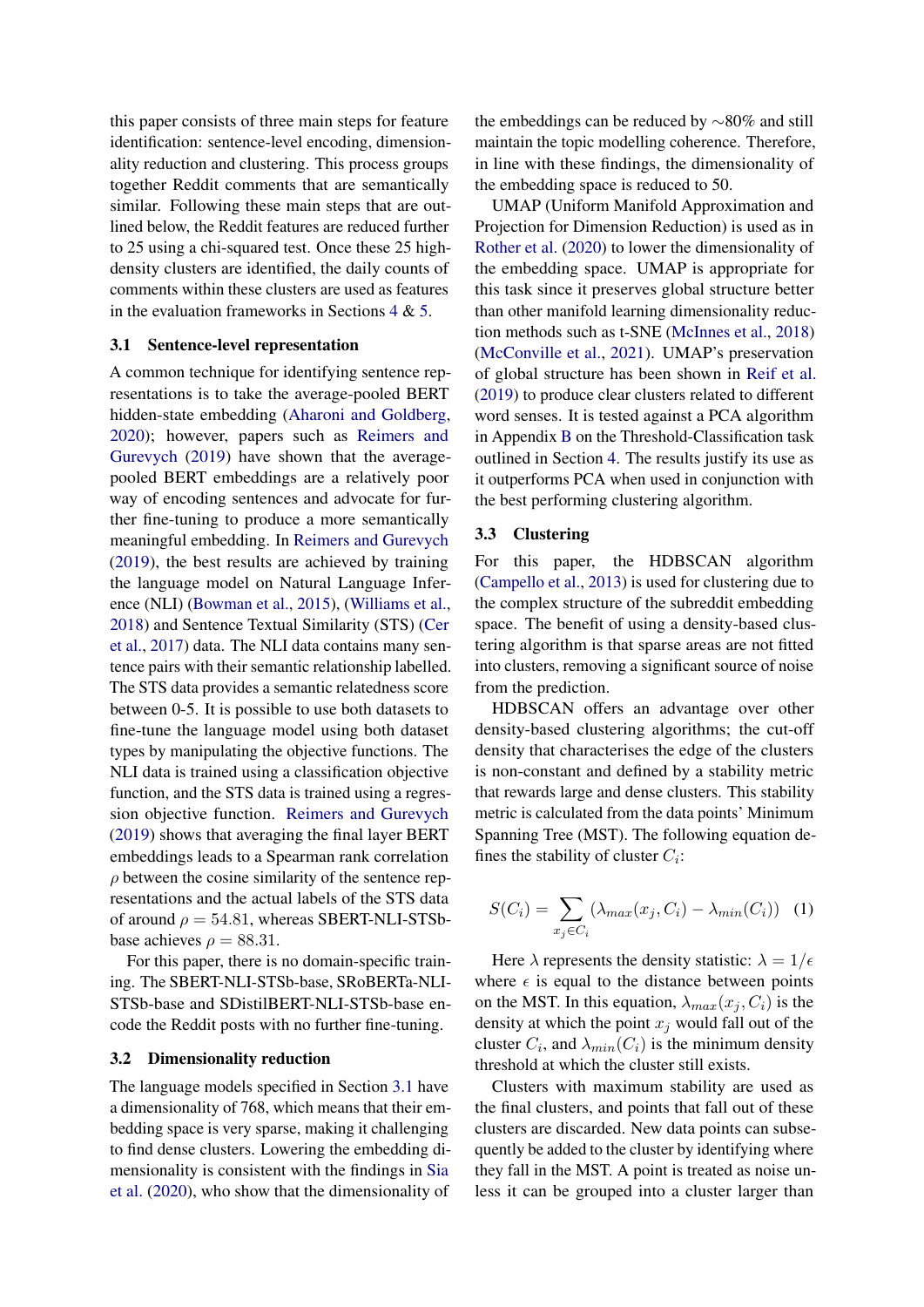this paper consists of three main steps for feature identification: sentence-level encoding, dimensionality reduction and clustering. This process groups together Reddit comments that are semantically similar. Following these main steps that are outlined below, the Reddit features are reduced further to 25 using a chi-squared test. Once these 25 high-density clusters are identified, the daily counts of comments within these clusters are used as features in the evaluation frameworks in Sections 4 & 5.

### 3.1 Sentence-level representation

A common technique for identifying sentence representations is to take the average-pooled BERT hidden-state embedding (Aharoni and Goldberg, 2020); however, papers such as Reimers and Gurevych (2019) have shown that the average-pooled BERT embeddings are a relatively poor way of encoding sentences and advocate for further fine-tuning to produce a more semantically meaningful embedding. In Reimers and Gurevych (2019), the best results are achieved by training the language model on Natural Language Inference (NLI) (Bowman et al., 2015), (Williams et al., 2018) and Sentence Textual Similarity (STS) (Cer et al., 2017) data. The NLI data contains many sentence pairs with their semantic relationship labelled. The STS data provides a semantic relatedness score between 0-5. It is possible to use both datasets to fine-tune the language model using both dataset types by manipulating the objective functions. The NLI data is trained using a classification objective function, and the STS data is trained using a regression objective function. Reimers and Gurevych (2019) shows that averaging the final layer BERT embeddings leads to a Spearman rank correlation $\rho$ between the cosine similarity of the sentence representations and the actual labels of the STS data of around $\rho = 54.81$, whereas SBERT-NLI-STSb-base achieves $\rho = 88.31$.

For this paper, there is no domain-specific training. The SBERT-NLI-STSb-base, SRoBERTa-NLI-STSb-base and SDistilBERT-NLI-STSb-base encode the Reddit posts with no further fine-tuning.

### 3.2 Dimensionality reduction

The language models specified in Section 3.1 have a dimensionality of 768, which means that their embedding space is very sparse, making it challenging to find dense clusters. Lowering the embedding dimensionality is consistent with the findings in Sia et al. (2020), who show that the dimensionality of the embeddings can be reduced by ∼80% and still maintain the topic modelling coherence. Therefore, in line with these findings, the dimensionality of the embedding space is reduced to 50.

UMAP (Uniform Manifold Approximation and Projection for Dimension Reduction) is used as in Rother et al. (2020) to lower the dimensionality of the embedding space. UMAP is appropriate for this task since it preserves global structure better than other manifold learning dimensionality reduction methods such as t-SNE (McInnes et al., 2018) (McConville et al., 2021). UMAP's preservation of global structure has been shown in Reif et al. (2019) to produce clear clusters related to different word senses. It is tested against a PCA algorithm in Appendix B on the Threshold-Classification task outlined in Section 4. The results justify its use as it outperforms PCA when used in conjunction with the best performing clustering algorithm.

### 3.3 Clustering

For this paper, the HDBSCAN algorithm (Campello et al., 2013) is used for clustering due to the complex structure of the subreddit embedding space. The benefit of using a density-based clustering algorithm is that sparse areas are not fitted into clusters, removing a significant source of noise from the prediction.

HDBSCAN offers an advantage over other density-based clustering algorithms; the cut-off density that characterises the edge of the clusters is non-constant and defined by a stability metric that rewards large and dense clusters. This stability metric is calculated from the data points' Minimum Spanning Tree (MST). The following equation defines the stability of cluster $C_i$:

$$S(C_i) = \sum_{x_j \in C_i} (\lambda_{max}(x_j, C_i) - \lambda_{min}(C_i)) \quad (1)$$

Here $\lambda$ represents the density statistic: $\lambda = 1/\epsilon$ where $\epsilon$ is equal to the distance between points on the MST. In this equation, $\lambda_{max}(x_j, C_i)$ is the density at which the point $x_j$ would fall out of the cluster $C_i$, and $\lambda_{min}(C_i)$ is the minimum density threshold at which the cluster still exists.

Clusters with maximum stability are used as the final clusters, and points that fall out of these clusters are discarded. New data points can subsequently be added to the cluster by identifying where they fall in the MST. A point is treated as noise unless it can be grouped into a cluster larger than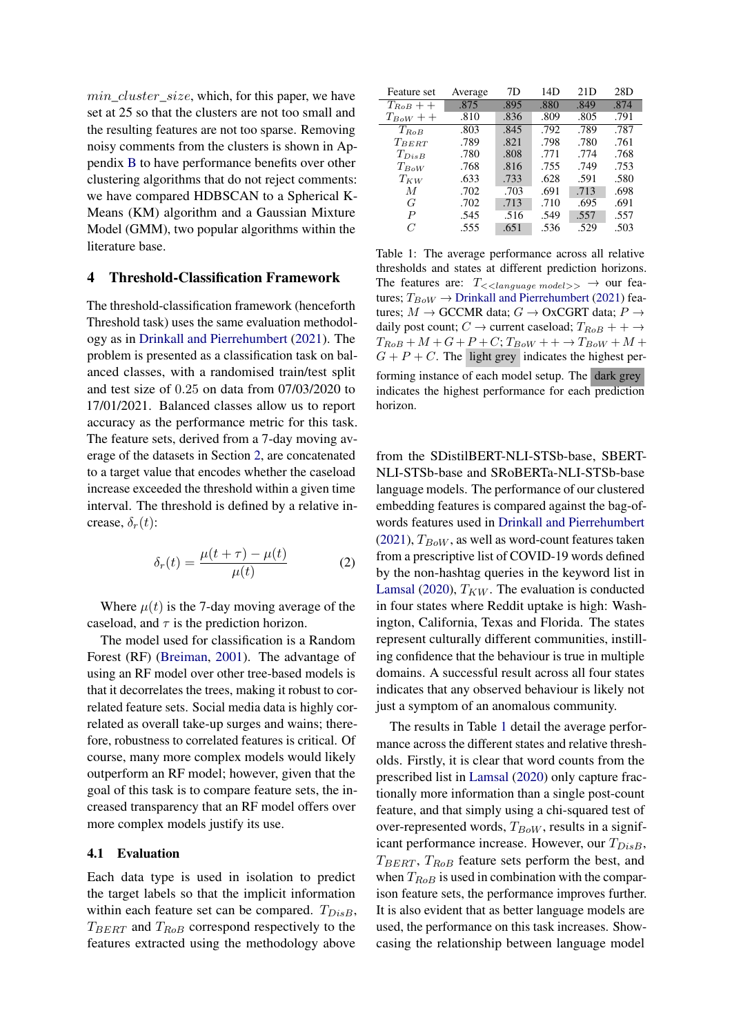*min_cluster_size*, which, for this paper, we have set at 25 so that the clusters are not too small and the resulting features are not too sparse. Removing noisy comments from the clusters is shown in Appendix B to have performance benefits over other clustering algorithms that do not reject comments: we have compared HDBSCAN to a Spherical K-Means (KM) algorithm and a Gaussian Mixture Model (GMM), two popular algorithms within the literature base.

## 4 Threshold-Classification Framework

The threshold-classification framework (henceforth Threshold task) uses the same evaluation methodology as in Drinkall and Pierrehumbert (2021). The problem is presented as a classification task on balanced classes, with a randomised train/test split and test size of 0.25 on data from 07/03/2020 to 17/01/2021. Balanced classes allow us to report accuracy as the performance metric for this task. The feature sets, derived from a 7-day moving average of the datasets in Section 2, are concatenated to a target value that encodes whether the caseload increase exceeded the threshold within a given time interval. The threshold is defined by a relative increase, $\delta_r(t)$:

$$\delta_r(t) = \frac{\mu(t+\tau) - \mu(t)}{\mu(t)} \tag{2}$$

Where $\mu(t)$ is the 7-day moving average of the caseload, and $\tau$ is the prediction horizon.

The model used for classification is a Random Forest (RF) (Breiman, 2001). The advantage of using an RF model over other tree-based models is that it decorrelates the trees, making it robust to correlated feature sets. Social media data is highly correlated as overall take-up surges and wains; therefore, robustness to correlated features is critical. Of course, many more complex models would likely outperform an RF model; however, given that the goal of this task is to compare feature sets, the increased transparency that an RF model offers over more complex models justify its use.

### 4.1 Evaluation

Each data type is used in isolation to predict the target labels so that the implicit information within each feature set can be compared. $T_{DisB}$, $T_{BERT}$ and $T_{RoB}$ correspond respectively to the features extracted using the methodology above from the SDistilBERT-NLI-STSb-base, SBERT-NLI-STSb-base and SRoBERTa-NLI-STSb-base language models. The performance of our clustered embedding features is compared against the bag-of-words features used in Drinkall and Pierrehumbert (2021), $T_{BoW}$, as well as word-count features taken from a prescriptive list of COVID-19 words defined by the non-hashtag queries in the keyword list in Lamsal (2020), $T_{KW}$. The evaluation is conducted in four states where Reddit uptake is high: Washington, California, Texas and Florida. The states represent culturally different communities, instilling confidence that the behaviour is true in multiple domains. A successful result across all four states indicates that any observed behaviour is likely not just a symptom of an anomalous community.

| Feature set | Average | 7D | 14D | 21D | 28D |
|---|---|---|---|---|---|
| $T_{RoB}++$ | .875 | .895 | .880 | .849 | .874 |
| $T_{BoW}++$ | .810 | .836 | .809 | .805 | .791 |
| $T_{RoB}$ | .803 | .845 | .792 | .789 | .787 |
| $T_{BERT}$ | .789 | .821 | .798 | .780 | .761 |
| $T_{DisB}$ | .780 | .808 | .771 | .774 | .768 |
| $T_{BoW}$ | .768 | .816 | .755 | .749 | .753 |
| $T_{KW}$ | .633 | .733 | .628 | .591 | .580 |
| $M$ | .702 | .703 | .691 | .713 | .698 |
| $G$ | .702 | .713 | .710 | .695 | .691 |
| $P$ | .545 | .516 | .549 | .557 | .557 |
| $C$ | .555 | .651 | .536 | .529 | .503 |

Table 1: The average performance across all relative thresholds and states at different prediction horizons. The features are: $T_{<<language\ model>>}$ → our features; $T_{BoW}$ → Drinkall and Pierrehumbert (2021) features; $M$ → GCCMR data; $G$ → OxCGRT data; $P$ → daily post count; $C$ → current caseload; $T_{RoB}++ \rightarrow T_{RoB} + M + G + P + C$; $T_{BoW}++ \rightarrow T_{BoW} + M + G + P + C$. The light grey indicates the highest performing instance of each model setup. The dark grey indicates the highest performance for each prediction horizon.

The results in Table 1 detail the average performance across the different states and relative thresholds. Firstly, it is clear that word counts from the prescribed list in Lamsal (2020) only capture fractionally more information than a single post-count feature, and that simply using a chi-squared test of over-represented words, $T_{BoW}$, results in a significant performance increase. However, our $T_{DisB}$, $T_{BERT}$, $T_{RoB}$ feature sets perform the best, and when $T_{RoB}$ is used in combination with the comparison feature sets, the performance improves further. It is also evident that as better language models are used, the performance on this task increases. Showcasing the relationship between language model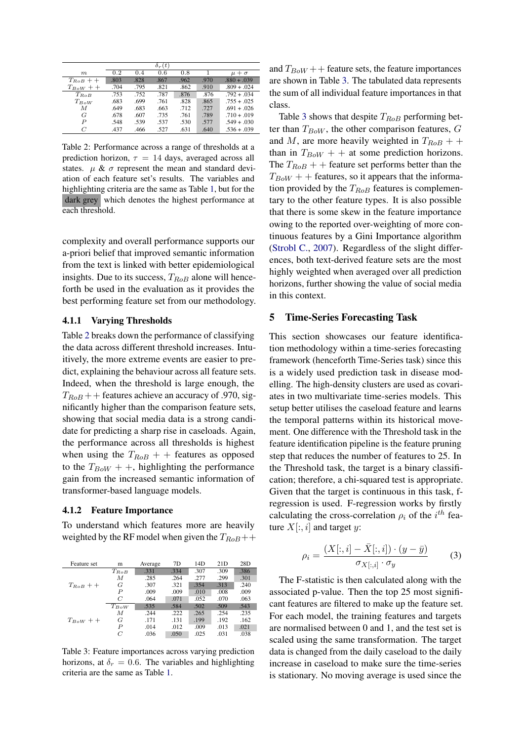| $m$ | $\delta_r(t)$ | | | | | |
|---|---|---|---|---|---|---|
| | 0.2 | 0.4 | 0.6 | 0.8 | 1 | $\mu + \sigma$ |
| $T_{RoB}++$ | .803 | .828 | .867 | .962 | .970 | .880 + .039 |
| $T_{BoW}++$ | .704 | .795 | .821 | .862 | .910 | .809 + .024 |
| $T_{RoB}$ | .753 | .752 | .787 | .876 | .876 | .792 + .034 |
| $T_{BoW}$ | .683 | .699 | .761 | .828 | .865 | .755 + .025 |
| $M$ | .649 | .683 | .663 | .712 | .727 | .691 + .026 |
| $G$ | .678 | .607 | .735 | .761 | .789 | .710 + .019 |
| $P$ | .548 | .539 | .537 | .530 | .577 | .549 + .030 |
| $C$ | .437 | .466 | .527 | .631 | .640 | .536 + .039 |

Table 2: Performance across a range of thresholds at a prediction horizon, $\tau = 14$ days, averaged across all states. $\mu$ & $\sigma$ represent the mean and standard deviation of each feature set's results. The variables and highlighting criteria are the same as Table 1, but for the dark grey which denotes the highest performance at each threshold.

complexity and overall performance supports our a-priori belief that improved semantic information from the text is linked with better epidemiological insights. Due to its success, $T_{RoB}$ alone will henceforth be used in the evaluation as it provides the best performing feature set from our methodology.

#### 4.1.1 Varying Thresholds

Table 2 breaks down the performance of classifying the data across different threshold increases. Intuitively, the more extreme events are easier to predict, explaining the behaviour across all feature sets. Indeed, when the threshold is large enough, the $T_{RoB}++$ features achieve an accuracy of .970, significantly higher than the comparison feature sets, showing that social media data is a strong candidate for predicting a sharp rise in caseloads. Again, the performance across all thresholds is highest when using the $T_{RoB}++$ features as opposed to the $T_{BoW}++$, highlighting the performance gain from the increased semantic information of transformer-based language models.

#### 4.1.2 Feature Importance

To understand which features more are heavily weighted by the RF model when given the $T_{RoB}++$ and $T_{BoW}++$ feature sets, the feature importances are shown in Table 3. The tabulated data represents the sum of all individual feature importances in that class.

| Feature set | m | Average | 7D | 14D | 21D | 28D |
|---|---|---|---|---|---|---|
| $T_{RoB}++$ | $T_{RoB}$ | .331 | .334 | .307 | .309 | .386 |
| | $M$ | .285 | .264 | .277 | .299 | .301 |
| | $G$ | .307 | .321 | .354 | .313 | .240 |
| | $P$ | .009 | .009 | .010 | .008 | .009 |
| | $C$ | .064 | .071 | .052 | .070 | .063 |
| $T_{BoW}++$ | $T_{BoW}$ | .535 | .584 | .502 | .509 | .543 |
| | $M$ | .244 | .222 | .265 | .254 | .235 |
| | $G$ | .171 | .131 | .199 | .192 | .162 |
| | $P$ | .014 | .012 | .009 | .013 | .021 |
| | $C$ | .036 | .050 | .025 | .031 | .038 |

Table 3: Feature importances across varying prediction horizons, at $\delta_r = 0.6$. The variables and highlighting criteria are the same as Table 1.

Table 3 shows that despite $T_{RoB}$ performing better than $T_{BoW}$, the other comparison features, $G$ and $M$, are more heavily weighted in $T_{RoB}++$ than in $T_{BoW}++$ at some prediction horizons. The $T_{RoB}++$ feature set performs better than the $T_{BoW}++$ features, so it appears that the information provided by the $T_{RoB}$ features is complementary to the other feature types. It is also possible that there is some skew in the feature importance owing to the reported over-weighting of more continuous features by a Gini Importance algorithm (Strobl C., 2007). Regardless of the slight differences, both text-derived feature sets are the most highly weighted when averaged over all prediction horizons, further showing the value of social media in this context.

## 5 Time-Series Forecasting Task

This section showcases our feature identification methodology within a time-series forecasting framework (henceforth Time-Series task) since this is a widely used prediction task in disease modelling. The high-density clusters are used as covariates in two multivariate time-series models. This setup better utilises the caseload feature and learns the temporal patterns within its historical movement. One difference with the Threshold task in the feature identification pipeline is the feature pruning step that reduces the number of features to 25. In the Threshold task, the target is a binary classification; therefore, a chi-squared test is appropriate. Given that the target is continuous in this task, f-regression is used. F-regression works by firstly calculating the cross-correlation $\rho_i$ of the $i^{th}$ feature $X[:, i]$ and target $y$:

$$\rho_i = \frac{(X[:, i] - \bar{X}[:, i]) \cdot (y - \bar{y})}{\sigma_{X[:, i]} \cdot \sigma_y} \tag{3}$$

The F-statistic is then calculated along with the associated p-value. Then the top 25 most significant features are filtered to make up the feature set. For each model, the training features and targets are normalised between 0 and 1, and the test set is scaled using the same transformation. The target data is changed from the daily caseload to the daily increase in caseload to make sure the time-series is stationary. No moving average is used since the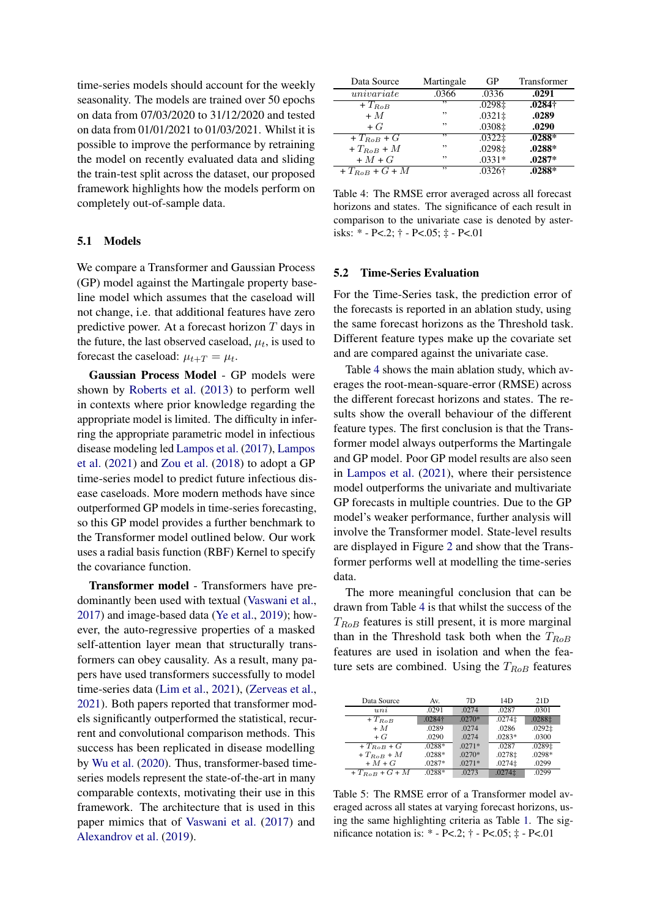time-series models should account for the weekly seasonality. The models are trained over 50 epochs on data from 07/03/2020 to 31/12/2020 and tested on data from 01/01/2021 to 01/03/2021. Whilst it is possible to improve the performance by retraining the model on recently evaluated data and sliding the train-test split across the dataset, our proposed framework highlights how the models perform on completely out-of-sample data.

### 5.1 Models

We compare a Transformer and Gaussian Process (GP) model against the Martingale property baseline model which assumes that the caseload will not change, i.e. that additional features have zero predictive power. At a forecast horizon $T$ days in the future, the last observed caseload, $\mu_t$, is used to forecast the caseload: $\mu_{t+T} = \mu_t$.

**Gaussian Process Model** - GP models were shown by Roberts et al. (2013) to perform well in contexts where prior knowledge regarding the appropriate model is limited. The difficulty in inferring the appropriate parametric model in infectious disease modeling led Lampos et al. (2017), Lampos et al. (2021) and Zou et al. (2018) to adopt a GP time-series model to predict future infectious disease caseloads. More modern methods have since outperformed GP models in time-series forecasting, so this GP model provides a further benchmark to the Transformer model outlined below. Our work uses a radial basis function (RBF) Kernel to specify the covariance function.

**Transformer model** - Transformers have predominantly been used with textual (Vaswani et al., 2017) and image-based data (Ye et al., 2019); however, the auto-regressive properties of a masked self-attention layer mean that structurally transformers can obey causality. As a result, many papers have used transformers successfully to model time-series data (Lim et al., 2021), (Zerveas et al., 2021). Both papers reported that transformer models significantly outperformed the statistical, recurrent and convolutional comparison methods. This success has been replicated in disease modelling by Wu et al. (2020). Thus, transformer-based time-series models represent the state-of-the-art in many comparable contexts, motivating their use in this framework. The architecture that is used in this paper mimics that of Vaswani et al. (2017) and Alexandrov et al. (2019).

| Data Source | Martingale | GP | Transformer |
|---|---|---|---|
| *univariate* | .0366 | .0336 | **.0291** |
| + $T_{RoB}$ | ” | .0298‡ | **.0284†** |
| + $M$ | ” | .0321‡ | **.0289** |
| + $G$ | ” | .0308‡ | **.0290** |
| + $T_{RoB}$ + $G$ | ” | .0322‡ | **.0288*** |
| + $T_{RoB}$ + $M$ | ” | .0298‡ | **.0288*** |
| + $M$ + $G$ | ” | .0331* | **.0287*** |
| + $T_{RoB}$ + $G$ + $M$ | ” | .0326† | **.0288*** |

Table 4: The RMSE error averaged across all forecast horizons and states. The significance of each result in comparison to the univariate case is denoted by asterisks: * - P<.2; † - P<.05; ‡ - P<.01

### 5.2 Time-Series Evaluation

For the Time-Series task, the prediction error of the forecasts is reported in an ablation study, using the same forecast horizons as the Threshold task. Different feature types make up the covariate set and are compared against the univariate case.

Table 4 shows the main ablation study, which averages the root-mean-square-error (RMSE) across the different forecast horizons and states. The results show the overall behaviour of the different feature types. The first conclusion is that the Transformer model always outperforms the Martingale and GP model. Poor GP model results are also seen in Lampos et al. (2021), where their persistence model outperforms the univariate and multivariate GP forecasts in multiple countries. Due to the GP model's weaker performance, further analysis will involve the Transformer model. State-level results are displayed in Figure 2 and show that the Transformer performs well at modelling the time-series data.

The more meaningful conclusion that can be drawn from Table 4 is that whilst the success of the $T_{RoB}$ features is still present, it is more marginal than in the Threshold task both when the $T_{RoB}$ features are used in isolation and when the feature sets are combined. Using the $T_{RoB}$ features

| Data Source | Av. | 7D | 14D | 21D |
|---|---|---|---|---|
| *uni* | .0291 | .0274 | .0287 | .0301 |
| + $T_{RoB}$ | .0284† | .0270* | .0274‡ | .0288‡ |
| + $M$ | .0289 | .0274 | .0286 | .0292‡ |
| + $G$ | .0290 | .0274 | .0283* | .0300 |
| + $T_{RoB}$ + $G$ | .0288* | .0271* | .0287 | .0289‡ |
| + $T_{RoB}$ + $M$ | .0288* | .0270* | .0278‡ | .0298* |
| + $M$ + $G$ | .0287* | .0271* | .0274‡ | .0299 |
| + $T_{RoB}$ + $G$ + $M$ | .0288* | .0273 | .0274‡ | .0299 |

Table 5: The RMSE error of a Transformer model averaged across all states at varying forecast horizons, using the same highlighting criteria as Table 1. The significance notation is: * - P<.2; † - P<.05; ‡ - P<.01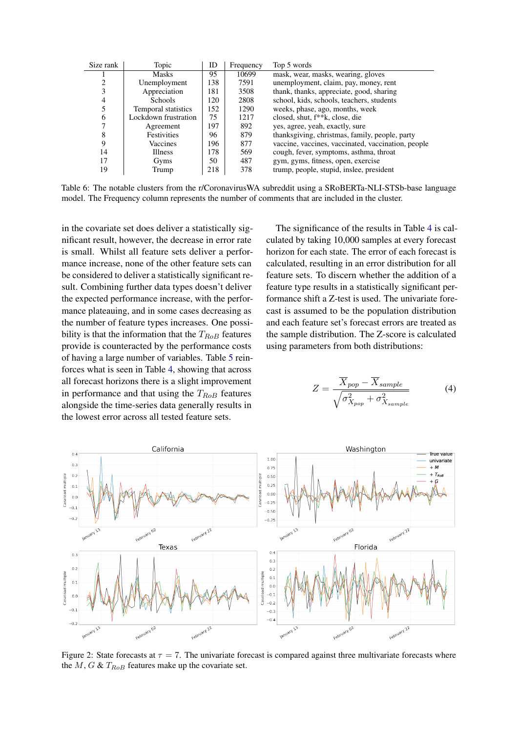| Size rank | Topic | ID | Frequency | Top 5 words |
|---|---|---|---|---|
| 1 | Masks | 95 | 10699 | mask, wear, masks, wearing, gloves |
| 2 | Unemployment | 138 | 7591 | unemployment, claim, pay, money, rent |
| 3 | Appreciation | 181 | 3508 | thank, thanks, appreciate, good, sharing |
| 4 | Schools | 120 | 2808 | school, kids, schools, teachers, students |
| 5 | Temporal statistics | 152 | 1290 | weeks, phase, ago, months, week |
| 6 | Lockdown frustration | 75 | 1217 | closed, shut, f**k, close, die |
| 7 | Agreement | 197 | 892 | yes, agree, yeah, exactly, sure |
| 8 | Festivities | 96 | 879 | thanksgiving, christmas, family, people, party |
| 9 | Vaccines | 196 | 877 | vaccine, vaccines, vaccinated, vaccination, people |
| 14 | Illness | 178 | 569 | cough, fever, symptoms, asthma, throat |
| 17 | Gyms | 50 | 487 | gym, gyms, fitness, open, exercise |
| 19 | Trump | 218 | 378 | trump, people, stupid, inslee, president |

Table 6: The notable clusters from the r/CoronavirusWA subreddit using a SRoBERTa-NLI-STSb-base language model. The Frequency column represents the number of comments that are included in the cluster.

in the covariate set does deliver a statistically significant result, however, the decrease in error rate is small. Whilst all feature sets deliver a performance increase, none of the other feature sets can be considered to deliver a statistically significant result. Combining further data types doesn't deliver the expected performance increase, with the performance plateauing, and in some cases decreasing as the number of feature types increases. One possibility is that the information that the $T_{RoB}$ features provide is counteracted by the performance costs of having a large number of variables. Table 5 reinforces what is seen in Table 4, showing that across all forecast horizons there is a slight improvement in performance and that using the $T_{RoB}$ features alongside the time-series data generally results in the lowest error across all tested feature sets.

The significance of the results in Table 4 is calculated by taking 10,000 samples at every forecast horizon for each state. The error of each forecast is calculated, resulting in an error distribution for all feature sets. To discern whether the addition of a feature type results in a statistically significant performance shift a Z-test is used. The univariate forecast is assumed to be the population distribution and each feature set's forecast errors are treated as the sample distribution. The Z-score is calculated using parameters from both distributions:

$$Z = \frac{\overline{X}_{pop} - \overline{X}_{sample}}{\sqrt{\sigma^2_{X_{pop}} + \sigma^2_{X_{sample}}}} \tag{4}$$

Figure 2: State forecasts at $\tau = 7$. The univariate forecast is compared against three multivariate forecasts where the $M$, $G$ & $T_{RoB}$ features make up the covariate set.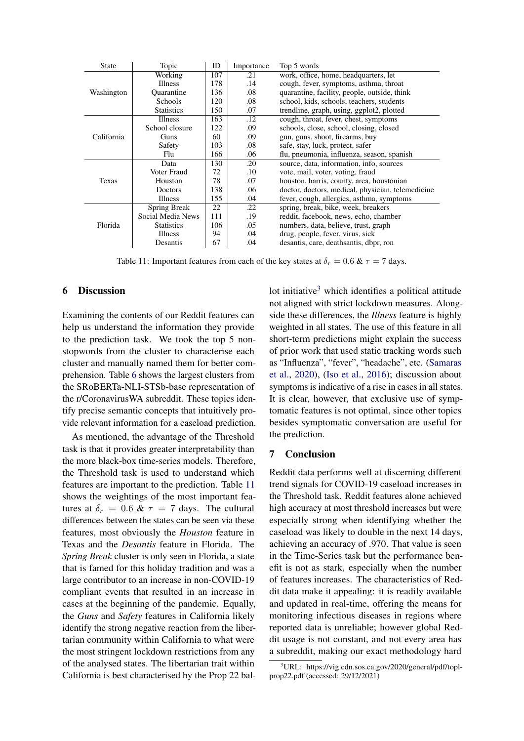| State | Topic | ID | Importance | Top 5 words |
|---|---|---|---|---|
| Washington | Working | 107 | .21 | work, office, home, headquarters, let |
| | Illness | 178 | .14 | cough, fever, symptoms, asthma, throat |
| | Quarantine | 136 | .08 | quarantine, facility, people, outside, think |
| | Schools | 120 | .08 | school, kids, schools, teachers, students |
| | Statistics | 150 | .07 | trendline, graph, using, ggplot2, plotted |
| California | Illness | 163 | .12 | cough, throat, fever, chest, symptoms |
| | School closure | 122 | .09 | schools, close, school, closing, closed |
| | Guns | 60 | .09 | gun, guns, shoot, firearms, buy |
| | Safety | 103 | .08 | safe, stay, luck, protect, safer |
| | Flu | 166 | .06 | flu, pneumonia, influenza, season, spanish |
| Texas | Data | 130 | .20 | source, data, information, info, sources |
| | Voter Fraud | 72 | .10 | vote, mail, voter, voting, fraud |
| | Houston | 78 | .07 | houston, harris, county, area, houstonian |
| | Doctors | 138 | .06 | doctor, doctors, medical, physician, telemedicine |
| | Illness | 155 | .04 | fever, cough, allergies, asthma, symptoms |
| Florida | Spring Break | 22 | .22 | spring, break, bike, week, breakers |
| | Social Media News | 111 | .19 | reddit, facebook, news, echo, chamber |
| | Statistics | 106 | .05 | numbers, data, believe, trust, graph |
| | Illness | 94 | .04 | drug, people, fever, virus, sick |
| | Desantis | 67 | .04 | desantis, care, deathsantis, dbpr, ron |

Table 11: Important features from each of the key states at $\delta_r = 0.6$ & $\tau = 7$ days.

## 6 Discussion

Examining the contents of our Reddit features can help us understand the information they provide to the prediction task. We took the top 5 non-stopwords from the cluster to characterise each cluster and manually named them for better comprehension. Table 6 shows the largest clusters from the SRoBERTa-NLI-STSb-base representation of the r/CoronavirusWA subreddit. These topics identify precise semantic concepts that intuitively provide relevant information for a caseload prediction.

As mentioned, the advantage of the Threshold task is that it provides greater interpretability than the more black-box time-series models. Therefore, the Threshold task is used to understand which features are important to the prediction. Table 11 shows the weightings of the most important features at $\delta_r = 0.6$ & $\tau = 7$ days. The cultural differences between the states can be seen via these features, most obviously the *Houston* feature in Texas and the *Desantis* feature in Florida. The *Spring Break* cluster is only seen in Florida, a state that is famed for this holiday tradition and was a large contributor to an increase in non-COVID-19 compliant events that resulted in an increase in cases at the beginning of the pandemic. Equally, the *Guns* and *Safety* features in California likely identify the strong negative reaction from the libertarian community within California to what were the most stringent lockdown restrictions from any of the analysed states. The libertarian trait within California is best characterised by the Prop 22 ballot initiative[3] which identifies a political attitude not aligned with strict lockdown measures. Alongside these differences, the *Illness* feature is highly weighted in all states. The use of this feature in all short-term predictions might explain the success of prior work that used static tracking words such as "Influenza", "fever", "headache", etc. (Samaras et al., 2020), (Iso et al., 2016); discussion about symptoms is indicative of a rise in cases in all states. It is clear, however, that exclusive use of symptomatic features is not optimal, since other topics besides symptomatic conversation are useful for the prediction.

## 7 Conclusion

Reddit data performs well at discerning different trend signals for COVID-19 caseload increases in the Threshold task. Reddit features alone achieved high accuracy at most threshold increases but were especially strong when identifying whether the caseload was likely to double in the next 14 days, achieving an accuracy of .970. That value is seen in the Time-Series task but the performance benefit is not as stark, especially when the number of features increases. The characteristics of Reddit data make it appealing: it is readily available and updated in real-time, offering the means for monitoring infectious diseases in regions where reported data is unreliable; however global Reddit usage is not constant, and not every area has a subreddit, making our exact methodology hard

[3]URL: https://vig.cdn.sos.ca.gov/2020/general/pdf/topl-prop22.pdf (accessed: 29/12/2021)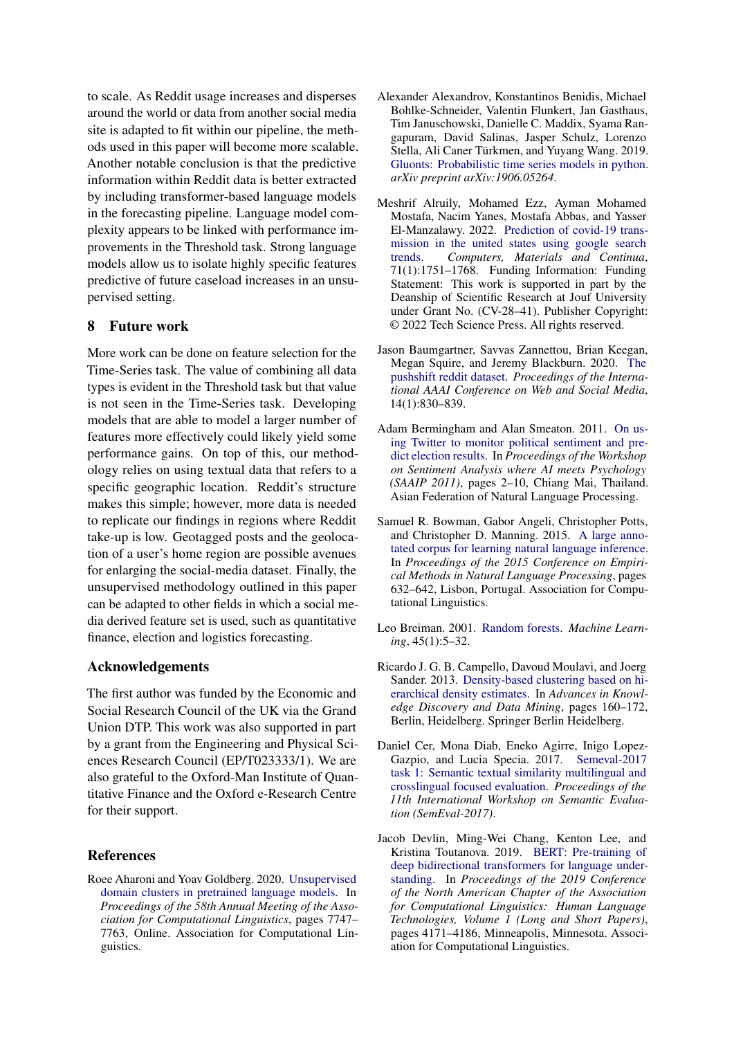to scale. As Reddit usage increases and disperses around the world or data from another social media site is adapted to fit within our pipeline, the methods used in this paper will become more scalable. Another notable conclusion is that the predictive information within Reddit data is better extracted by including transformer-based language models in the forecasting pipeline. Language model complexity appears to be linked with performance improvements in the Threshold task. Strong language models allow us to isolate highly specific features predictive of future caseload increases in an unsupervised setting.

## 8 Future work

More work can be done on feature selection for the Time-Series task. The value of combining all data types is evident in the Threshold task but that value is not seen in the Time-Series task. Developing models that are able to model a larger number of features more effectively could likely yield some performance gains. On top of this, our methodology relies on using textual data that refers to a specific geographic location. Reddit's structure makes this simple; however, more data is needed to replicate our findings in regions where Reddit take-up is low. Geotagged posts and the geolocation of a user's home region are possible avenues for enlarging the social-media dataset. Finally, the unsupervised methodology outlined in this paper can be adapted to other fields in which a social media derived feature set is used, such as quantitative finance, election and logistics forecasting.

## Acknowledgements

The first author was funded by the Economic and Social Research Council of the UK via the Grand Union DTP. This work was also supported in part by a grant from the Engineering and Physical Sciences Research Council (EP/T023333/1). We are also grateful to the Oxford-Man Institute of Quantitative Finance and the Oxford e-Research Centre for their support.

## References

Roee Aharoni and Yoav Goldberg. 2020. Unsupervised domain clusters in pretrained language models. In *Proceedings of the 58th Annual Meeting of the Association for Computational Linguistics*, pages 7747–7763, Online. Association for Computational Linguistics.

Alexander Alexandrov, Konstantinos Benidis, Michael Bohlke-Schneider, Valentin Flunkert, Jan Gasthaus, Tim Januschowski, Danielle C. Maddix, Syama Rangapuram, David Salinas, Jasper Schulz, Lorenzo Stella, Ali Caner Türkmen, and Yuyang Wang. 2019. Gluonts: Probabilistic time series models in python. *arXiv preprint arXiv:1906.05264*.

Meshrif Alruily, Mohamed Ezz, Ayman Mohamed Mostafa, Nacim Yanes, Mostafa Abbas, and Yasser El-Manzalawy. 2022. Prediction of covid-19 transmission in the united states using google search trends. *Computers, Materials and Continua*, 71(1):1751–1768. Funding Information: Funding Statement: This work is supported in part by the Deanship of Scientific Research at Jouf University under Grant No. (CV-28–41). Publisher Copyright: © 2022 Tech Science Press. All rights reserved.

Jason Baumgartner, Savvas Zannettou, Brian Keegan, Megan Squire, and Jeremy Blackburn. 2020. The pushshift reddit dataset. *Proceedings of the International AAAI Conference on Web and Social Media*, 14(1):830–839.

Adam Bermingham and Alan Smeaton. 2011. On using Twitter to monitor political sentiment and predict election results. In *Proceedings of the Workshop on Sentiment Analysis where AI meets Psychology (SAAIP 2011)*, pages 2–10, Chiang Mai, Thailand. Asian Federation of Natural Language Processing.

Samuel R. Bowman, Gabor Angeli, Christopher Potts, and Christopher D. Manning. 2015. A large annotated corpus for learning natural language inference. In *Proceedings of the 2015 Conference on Empirical Methods in Natural Language Processing*, pages 632–642, Lisbon, Portugal. Association for Computational Linguistics.

Leo Breiman. 2001. Random forests. *Machine Learning*, 45(1):5–32.

Ricardo J. G. B. Campello, Davoud Moulavi, and Joerg Sander. 2013. Density-based clustering based on hierarchical density estimates. In *Advances in Knowledge Discovery and Data Mining*, pages 160–172, Berlin, Heidelberg. Springer Berlin Heidelberg.

Daniel Cer, Mona Diab, Eneko Agirre, Inigo Lopez-Gazpio, and Lucia Specia. 2017. Semeval-2017 task 1: Semantic textual similarity multilingual and crosslingual focused evaluation. *Proceedings of the 11th International Workshop on Semantic Evaluation (SemEval-2017)*.

Jacob Devlin, Ming-Wei Chang, Kenton Lee, and Kristina Toutanova. 2019. BERT: Pre-training of deep bidirectional transformers for language understanding. In *Proceedings of the 2019 Conference of the North American Chapter of the Association for Computational Linguistics: Human Language Technologies, Volume 1 (Long and Short Papers)*, pages 4171–4186, Minneapolis, Minnesota. Association for Computational Linguistics.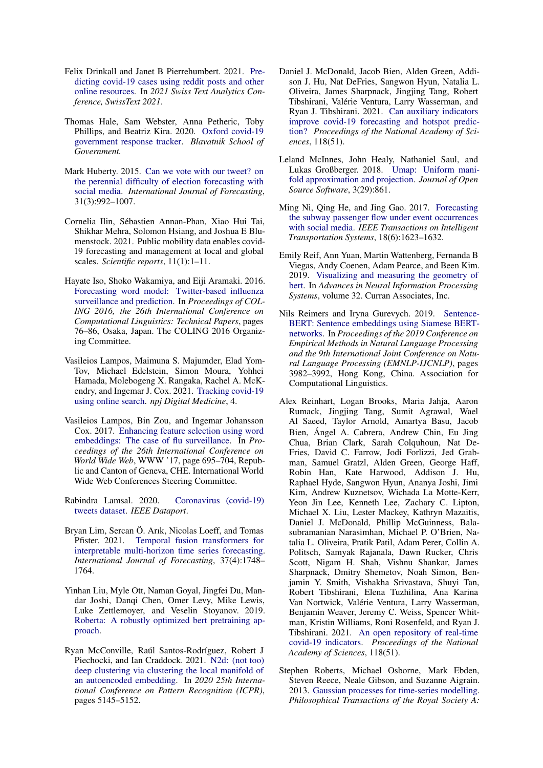Felix Drinkall and Janet B Pierrehumbert. 2021. Predicting covid-19 cases using reddit posts and other online resources. In *2021 Swiss Text Analytics Conference, SwissText 2021*.

Thomas Hale, Sam Webster, Anna Petheric, Toby Phillips, and Beatriz Kira. 2020. Oxford covid-19 government response tracker. *Blavatnik School of Government*.

Mark Huberty. 2015. Can we vote with our tweet? on the perennial difficulty of election forecasting with social media. *International Journal of Forecasting*, 31(3):992–1007.

Cornelia Ilin, Sébastien Annan-Phan, Xiao Hui Tai, Shikhar Mehra, Solomon Hsiang, and Joshua E Blumenstock. 2021. Public mobility data enables covid-19 forecasting and management at local and global scales. *Scientific reports*, 11(1):1–11.

Hayate Iso, Shoko Wakamiya, and Eiji Aramaki. 2016. Forecasting word model: Twitter-based influenza surveillance and prediction. In *Proceedings of COLING 2016, the 26th International Conference on Computational Linguistics: Technical Papers*, pages 76–86, Osaka, Japan. The COLING 2016 Organizing Committee.

Vasileios Lampos, Maimuna S. Majumder, Elad Yom-Tov, Michael Edelstein, Simon Moura, Yohhei Hamada, Molebogeng X. Rangaka, Rachel A. McKendry, and Ingemar J. Cox. 2021. Tracking covid-19 using online search. *npj Digital Medicine*, 4.

Vasileios Lampos, Bin Zou, and Ingemar Johansson Cox. 2017. Enhancing feature selection using word embeddings: The case of flu surveillance. In *Proceedings of the 26th International Conference on World Wide Web*, WWW '17, page 695–704, Republic and Canton of Geneva, CHE. International World Wide Web Conferences Steering Committee.

Rabindra Lamsal. 2020. Coronavirus (covid-19) tweets dataset. *IEEE Dataport*.

Bryan Lim, Sercan Ö. Arık, Nicolas Loeff, and Tomas Pfister. 2021. Temporal fusion transformers for interpretable multi-horizon time series forecasting. *International Journal of Forecasting*, 37(4):1748–1764.

Yinhan Liu, Myle Ott, Naman Goyal, Jingfei Du, Mandar Joshi, Danqi Chen, Omer Levy, Mike Lewis, Luke Zettlemoyer, and Veselin Stoyanov. 2019. Roberta: A robustly optimized bert pretraining approach.

Ryan McConville, Raúl Santos-Rodríguez, Robert J Piechocki, and Ian Craddock. 2021. N2d: (not too) deep clustering via clustering the local manifold of an autoencoded embedding. In *2020 25th International Conference on Pattern Recognition (ICPR)*, pages 5145–5152.

Daniel J. McDonald, Jacob Bien, Alden Green, Addison J. Hu, Nat DeFries, Sangwon Hyun, Natalia L. Oliveira, James Sharpnack, Jingjing Tang, Robert Tibshirani, Valérie Ventura, Larry Wasserman, and Ryan J. Tibshirani. 2021. Can auxiliary indicators improve covid-19 forecasting and hotspot prediction? *Proceedings of the National Academy of Sciences*, 118(51).

Leland McInnes, John Healy, Nathaniel Saul, and Lukas Großberger. 2018. Umap: Uniform manifold approximation and projection. *Journal of Open Source Software*, 3(29):861.

Ming Ni, Qing He, and Jing Gao. 2017. Forecasting the subway passenger flow under event occurrences with social media. *IEEE Transactions on Intelligent Transportation Systems*, 18(6):1623–1632.

Emily Reif, Ann Yuan, Martin Wattenberg, Fernanda B Viegas, Andy Coenen, Adam Pearce, and Been Kim. 2019. Visualizing and measuring the geometry of bert. In *Advances in Neural Information Processing Systems*, volume 32. Curran Associates, Inc.

Nils Reimers and Iryna Gurevych. 2019. Sentence-BERT: Sentence embeddings using Siamese BERT-networks. In *Proceedings of the 2019 Conference on Empirical Methods in Natural Language Processing and the 9th International Joint Conference on Natural Language Processing (EMNLP-IJCNLP)*, pages 3982–3992, Hong Kong, China. Association for Computational Linguistics.

Alex Reinhart, Logan Brooks, Maria Jahja, Aaron Rumack, Jingjing Tang, Sumit Agrawal, Wael Al Saeed, Taylor Arnold, Amartya Basu, Jacob Bien, Ángel A. Cabrera, Andrew Chin, Eu Jing Chua, Brian Clark, Sarah Colquhoun, Nat DeFries, David C. Farrow, Jodi Forlizzi, Jed Grabman, Samuel Gratzl, Alden Green, George Haff, Robin Han, Kate Harwood, Addison J. Hu, Raphael Hyde, Sangwon Hyun, Ananya Joshi, Jimi Kim, Andrew Kuznetsov, Wichada La Motte-Kerr, Yeon Jin Lee, Kenneth Lee, Zachary C. Lipton, Michael X. Liu, Lester Mackey, Kathryn Mazaitis, Daniel J. McDonald, Phillip McGuinness, Balasubramanian Narasimhan, Michael P. O'Brien, Natalia L. Oliveira, Pratik Patil, Adam Perer, Collin A. Politsch, Samyak Rajanala, Dawn Rucker, Chris Scott, Nigam H. Shah, Vishnu Shankar, James Sharpnack, Dmitry Shemetov, Noah Simon, Benjamin Y. Smith, Vishakha Srivastava, Shuyi Tan, Robert Tibshirani, Elena Tuzhilina, Ana Karina Van Nortwick, Valérie Ventura, Larry Wasserman, Benjamin Weaver, Jeremy C. Weiss, Spencer Whitman, Kristin Williams, Roni Rosenfeld, and Ryan J. Tibshirani. 2021. An open repository of real-time covid-19 indicators. *Proceedings of the National Academy of Sciences*, 118(51).

Stephen Roberts, Michael Osborne, Mark Ebden, Steven Reece, Neale Gibson, and Suzanne Aigrain. 2013. Gaussian processes for time-series modelling. *Philosophical Transactions of the Royal Society A:*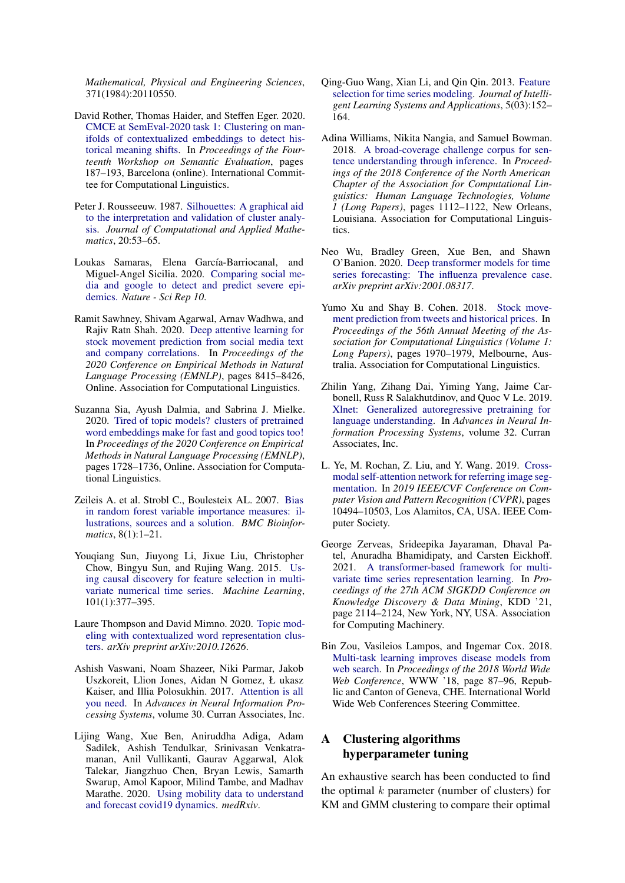*Mathematical, Physical and Engineering Sciences*, 371(1984):20110550.

David Rother, Thomas Haider, and Steffen Eger. 2020. CMCE at SemEval-2020 task 1: Clustering on manifolds of contextualized embeddings to detect historical meaning shifts. In *Proceedings of the Fourteenth Workshop on Semantic Evaluation*, pages 187–193, Barcelona (online). International Committee for Computational Linguistics.

Peter J. Rousseeuw. 1987. Silhouettes: A graphical aid to the interpretation and validation of cluster analysis. *Journal of Computational and Applied Mathematics*, 20:53–65.

Loukas Samaras, Elena García-Barriocanal, and Miguel-Angel Sicilia. 2020. Comparing social media and google to detect and predict severe epidemics. *Nature - Sci Rep 10*.

Ramit Sawhney, Shivam Agarwal, Arnav Wadhwa, and Rajiv Ratn Shah. 2020. Deep attentive learning for stock movement prediction from social media text and company correlations. In *Proceedings of the 2020 Conference on Empirical Methods in Natural Language Processing (EMNLP)*, pages 8415–8426, Online. Association for Computational Linguistics.

Suzanna Sia, Ayush Dalmia, and Sabrina J. Mielke. 2020. Tired of topic models? clusters of pretrained word embeddings make for fast and good topics too! In *Proceedings of the 2020 Conference on Empirical Methods in Natural Language Processing (EMNLP)*, pages 1728–1736, Online. Association for Computational Linguistics.

Zeileis A. et al. Strobl C., Boulesteix AL. 2007. Bias in random forest variable importance measures: illustrations, sources and a solution. *BMC Bioinformatics*, 8(1):1–21.

Youqiang Sun, Jiuyong Li, Jixue Liu, Christopher Chow, Bingyu Sun, and Rujing Wang. 2015. Using causal discovery for feature selection in multivariate numerical time series. *Machine Learning*, 101(1):377–395.

Laure Thompson and David Mimno. 2020. Topic modeling with contextualized word representation clusters. *arXiv preprint arXiv:2010.12626*.

Ashish Vaswani, Noam Shazeer, Niki Parmar, Jakob Uszkoreit, Llion Jones, Aidan N Gomez, Ł ukasz Kaiser, and Illia Polosukhin. 2017. Attention is all you need. In *Advances in Neural Information Processing Systems*, volume 30. Curran Associates, Inc.

Lijing Wang, Xue Ben, Aniruddha Adiga, Adam Sadilek, Ashish Tendulkar, Srinivasan Venkatramanan, Anil Vullikanti, Gaurav Aggarwal, Alok Talekar, Jiangzhuo Chen, Bryan Lewis, Samarth Swarup, Amol Kapoor, Milind Tambe, and Madhav Marathe. 2020. Using mobility data to understand and forecast covid19 dynamics. *medRxiv*.

Qing-Guo Wang, Xian Li, and Qin Qin. 2013. Feature selection for time series modeling. *Journal of Intelligent Learning Systems and Applications*, 5(03):152–164.

Adina Williams, Nikita Nangia, and Samuel Bowman. 2018. A broad-coverage challenge corpus for sentence understanding through inference. In *Proceedings of the 2018 Conference of the North American Chapter of the Association for Computational Linguistics: Human Language Technologies, Volume 1 (Long Papers)*, pages 1112–1122, New Orleans, Louisiana. Association for Computational Linguistics.

Neo Wu, Bradley Green, Xue Ben, and Shawn O'Banion. 2020. Deep transformer models for time series forecasting: The influenza prevalence case. *arXiv preprint arXiv:2001.08317*.

Yumo Xu and Shay B. Cohen. 2018. Stock movement prediction from tweets and historical prices. In *Proceedings of the 56th Annual Meeting of the Association for Computational Linguistics (Volume 1: Long Papers)*, pages 1970–1979, Melbourne, Australia. Association for Computational Linguistics.

Zhilin Yang, Zihang Dai, Yiming Yang, Jaime Carbonell, Russ R Salakhutdinov, and Quoc V Le. 2019. Xlnet: Generalized autoregressive pretraining for language understanding. In *Advances in Neural Information Processing Systems*, volume 32. Curran Associates, Inc.

L. Ye, M. Rochan, Z. Liu, and Y. Wang. 2019. Cross-modal self-attention network for referring image segmentation. In *2019 IEEE/CVF Conference on Computer Vision and Pattern Recognition (CVPR)*, pages 10494–10503, Los Alamitos, CA, USA. IEEE Computer Society.

George Zerveas, Srideepika Jayaraman, Dhaval Patel, Anuradha Bhamidipaty, and Carsten Eickhoff. 2021. A transformer-based framework for multivariate time series representation learning. In *Proceedings of the 27th ACM SIGKDD Conference on Knowledge Discovery & Data Mining*, KDD '21, page 2114–2124, New York, NY, USA. Association for Computing Machinery.

Bin Zou, Vasileios Lampos, and Ingemar Cox. 2018. Multi-task learning improves disease models from web search. In *Proceedings of the 2018 World Wide Web Conference*, WWW '18, page 87–96, Republic and Canton of Geneva, CHE. International World Wide Web Conferences Steering Committee.

## A Clustering algorithms hyperparameter tuning

An exhaustive search has been conducted to find the optimal $k$ parameter (number of clusters) for KM and GMM clustering to compare their optimal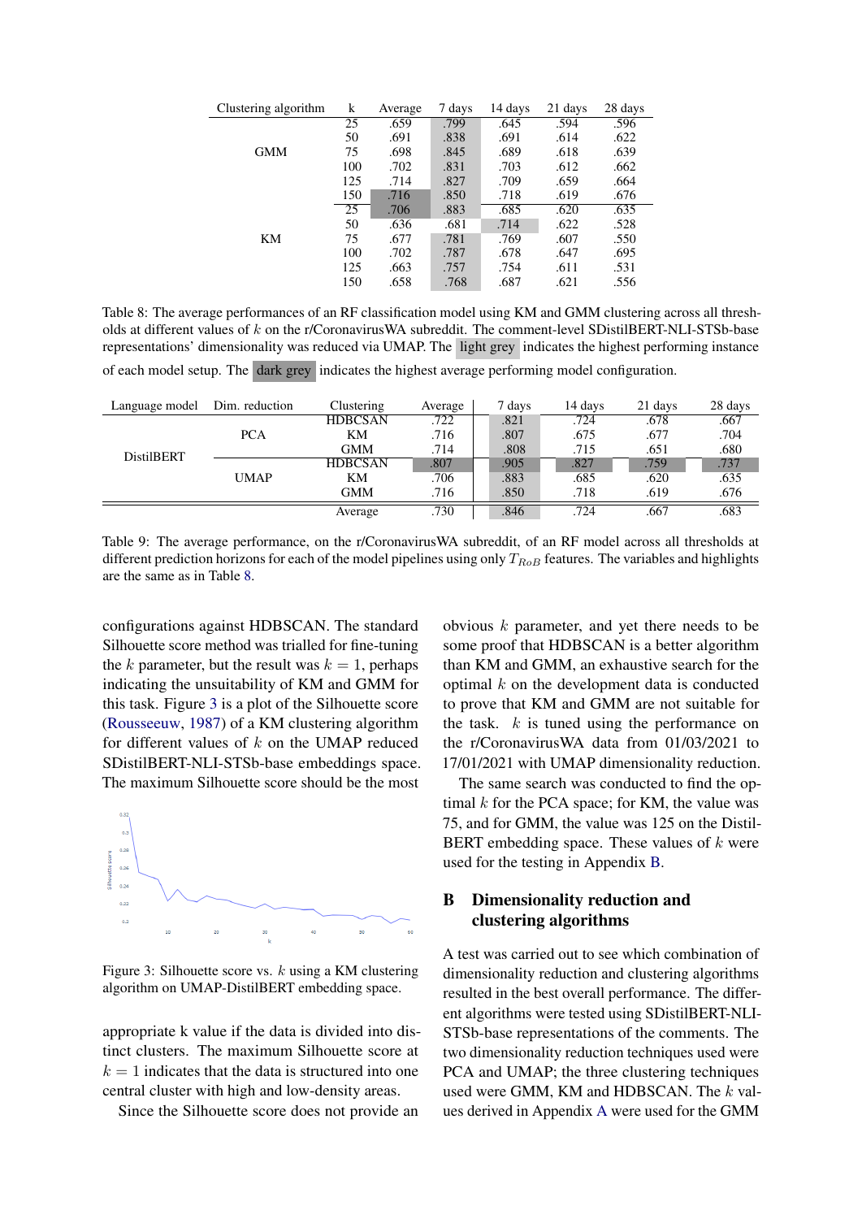| Clustering algorithm | k | Average | 7 days | 14 days | 21 days | 28 days |
|---|---|---|---|---|---|---|
| GMM | 25 | .659 | .799 | .645 | .594 | .596 |
| | 50 | .691 | .838 | .691 | .614 | .622 |
| | 75 | .698 | .845 | .689 | .618 | .639 |
| | 100 | .702 | .831 | .703 | .612 | .662 |
| | 125 | .714 | .827 | .709 | .659 | .664 |
| | 150 | .716 | .850 | .718 | .619 | .676 |
| KM | 25 | .706 | .883 | .685 | .620 | .635 |
| | 50 | .636 | .681 | .714 | .622 | .528 |
| | 75 | .677 | .781 | .769 | .607 | .550 |
| | 100 | .702 | .787 | .678 | .647 | .695 |
| | 125 | .663 | .757 | .754 | .611 | .531 |
| | 150 | .658 | .768 | .687 | .621 | .556 |

Table 8: The average performances of an RF classification model using KM and GMM clustering across all thresholds at different values of $k$ on the r/CoronavirusWA subreddit. The comment-level SDistilBERT-NLI-STSb-base representations' dimensionality was reduced via UMAP. The light grey indicates the highest performing instance of each model setup. The dark grey indicates the highest average performing model configuration.

| Language model | Dim. reduction | Clustering | Average | 7 days | 14 days | 21 days | 28 days |
|---|---|---|---|---|---|---|---|
| DistilBERT | PCA | HDBCSAN | .722 | .821 | .724 | .678 | .667 |
| | | KM | .716 | .807 | .675 | .677 | .704 |
| | | GMM | .714 | .808 | .715 | .651 | .680 |
| | UMAP | HDBCSAN | .807 | .905 | .827 | .759 | .737 |
| | | KM | .706 | .883 | .685 | .620 | .635 |
| | | GMM | .716 | .850 | .718 | .619 | .676 |
| | | Average | .730 | .846 | .724 | .667 | .683 |

Table 9: The average performance, on the r/CoronavirusWA subreddit, of an RF model across all thresholds at different prediction horizons for each of the model pipelines using only $T_{RoB}$ features. The variables and highlights are the same as in Table 8.

configurations against HDBSCAN. The standard Silhouette score method was trialled for fine-tuning the $k$ parameter, but the result was $k = 1$, perhaps indicating the unsuitability of KM and GMM for this task. Figure 3 is a plot of the Silhouette score (Rousseeuw, 1987) of a KM clustering algorithm for different values of $k$ on the UMAP reduced SDistilBERT-NLI-STSb-base embeddings space. The maximum Silhouette score should be the most appropriate k value if the data is divided into distinct clusters. The maximum Silhouette score at $k = 1$ indicates that the data is structured into one central cluster with high and low-density areas.

Figure 3: Silhouette score vs. $k$ using a KM clustering algorithm on UMAP-DistilBERT embedding space.

Since the Silhouette score does not provide an obvious $k$ parameter, and yet there needs to be some proof that HDBSCAN is a better algorithm than KM and GMM, an exhaustive search for the optimal $k$ on the development data is conducted to prove that KM and GMM are not suitable for the task. $k$ is tuned using the performance on the r/CoronavirusWA data from 01/03/2021 to 17/01/2021 with UMAP dimensionality reduction.

The same search was conducted to find the optimal $k$ for the PCA space; for KM, the value was 75, and for GMM, the value was 125 on the DistilBERT embedding space. These values of $k$ were used for the testing in Appendix B.

## B Dimensionality reduction and clustering algorithms

A test was carried out to see which combination of dimensionality reduction and clustering algorithms resulted in the best overall performance. The different algorithms were tested using SDistilBERT-NLI-STSb-base representations of the comments. The two dimensionality reduction techniques used were PCA and UMAP; the three clustering techniques used were GMM, KM and HDBSCAN. The $k$ values derived in Appendix A were used for the GMM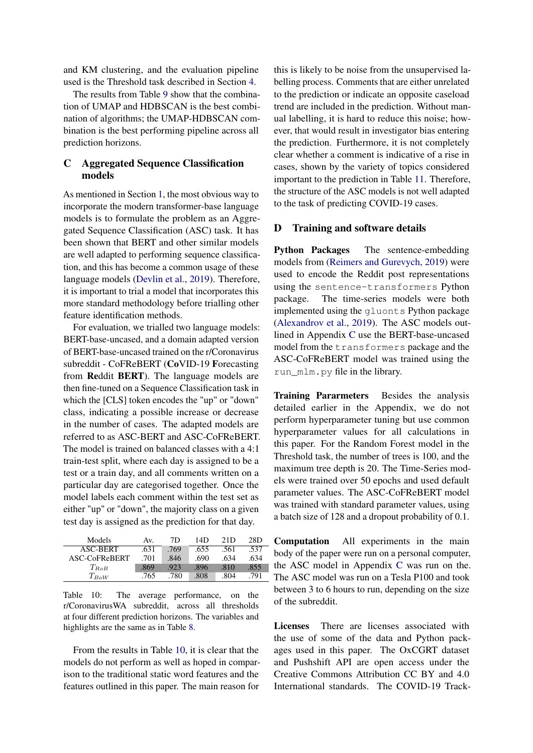and KM clustering, and the evaluation pipeline used is the Threshold task described in Section 4.

The results from Table 9 show that the combination of UMAP and HDBSCAN is the best combination of algorithms; the UMAP-HDBSCAN combination is the best performing pipeline across all prediction horizons.

# C Aggregated Sequence Classification models

As mentioned in Section 1, the most obvious way to incorporate the modern transformer-base language models is to formulate the problem as an Aggregated Sequence Classification (ASC) task. It has been shown that BERT and other similar models are well adapted to performing sequence classification, and this has become a common usage of these language models (Devlin et al., 2019). Therefore, it is important to trial a model that incorporates this more standard methodology before trialling other feature identification methods.

For evaluation, we trialled two language models: BERT-base-uncased, and a domain adapted version of BERT-base-uncased trained on the r/Coronavirus subreddit - CoFReBERT (**Co**VID-19 **F**orecasting from **Re**ddit **BERT**). The language models are then fine-tuned on a Sequence Classification task in which the [CLS] token encodes the "up" or "down" class, indicating a possible increase or decrease in the number of cases. The adapted models are referred to as ASC-BERT and ASC-CoFReBERT. The model is trained on balanced classes with a 4:1 train-test split, where each day is assigned to be a test or a train day, and all comments written on a particular day are categorised together. Once the model labels each comment within the test set as either "up" or "down", the majority class on a given test day is assigned as the prediction for that day.

| Models | Av. | 7D | 14D | 21D | 28D |
|---|---|---|---|---|---|
| ASC-BERT | .631 | .769 | .655 | .561 | .537 |
| ASC-CoFReBERT | .701 | .846 | .690 | .634 | .634 |
| $T_{RoB}$ | .869 | .923 | .896 | .810 | .855 |
| $T_{BoW}$ | .765 | .780 | .808 | .804 | .791 |

Table 10: The average performance, on the r/CoronavirusWA subreddit, across all thresholds at four different prediction horizons. The variables and highlights are the same as in Table 8.

From the results in Table 10, it is clear that the models do not perform as well as hoped in comparison to the traditional static word features and the features outlined in this paper. The main reason for this is likely to be noise from the unsupervised labelling process. Comments that are either unrelated to the prediction or indicate an opposite caseload trend are included in the prediction. Without manual labelling, it is hard to reduce this noise; however, that would result in investigator bias entering the prediction. Furthermore, it is not completely clear whether a comment is indicative of a rise in cases, shown by the variety of topics considered important to the prediction in Table 11. Therefore, the structure of the ASC models is not well adapted to the task of predicting COVID-19 cases.

# D Training and software details

**Python Packages** The sentence-embedding models from (Reimers and Gurevych, 2019) were used to encode the Reddit post representations using the `sentence-transformers` Python package. The time-series models were both implemented using the `gluonts` Python package (Alexandrov et al., 2019). The ASC models outlined in Appendix C use the BERT-base-uncased model from the `transformers` package and the ASC-CoFReBERT model was trained using the `run_mlm.py` file in the library.

**Training Pararmeters** Besides the analysis detailed earlier in the Appendix, we do not perform hyperparameter tuning but use common hyperparameter values for all calculations in this paper. For the Random Forest model in the Threshold task, the number of trees is 100, and the maximum tree depth is 20. The Time-Series models were trained over 50 epochs and used default parameter values. The ASC-CoFReBERT model was trained with standard parameter values, using a batch size of 128 and a dropout probability of 0.1.

**Computation** All experiments in the main body of the paper were run on a personal computer, the ASC model in Appendix C was run on the. The ASC model was run on a Tesla P100 and took between 3 to 6 hours to run, depending on the size of the subreddit.

**Licenses** There are licenses associated with the use of some of the data and Python packages used in this paper. The OxCGRT dataset and Pushshift API are open access under the Creative Commons Attribution CC BY and 4.0 International standards. The COVID-19 Track-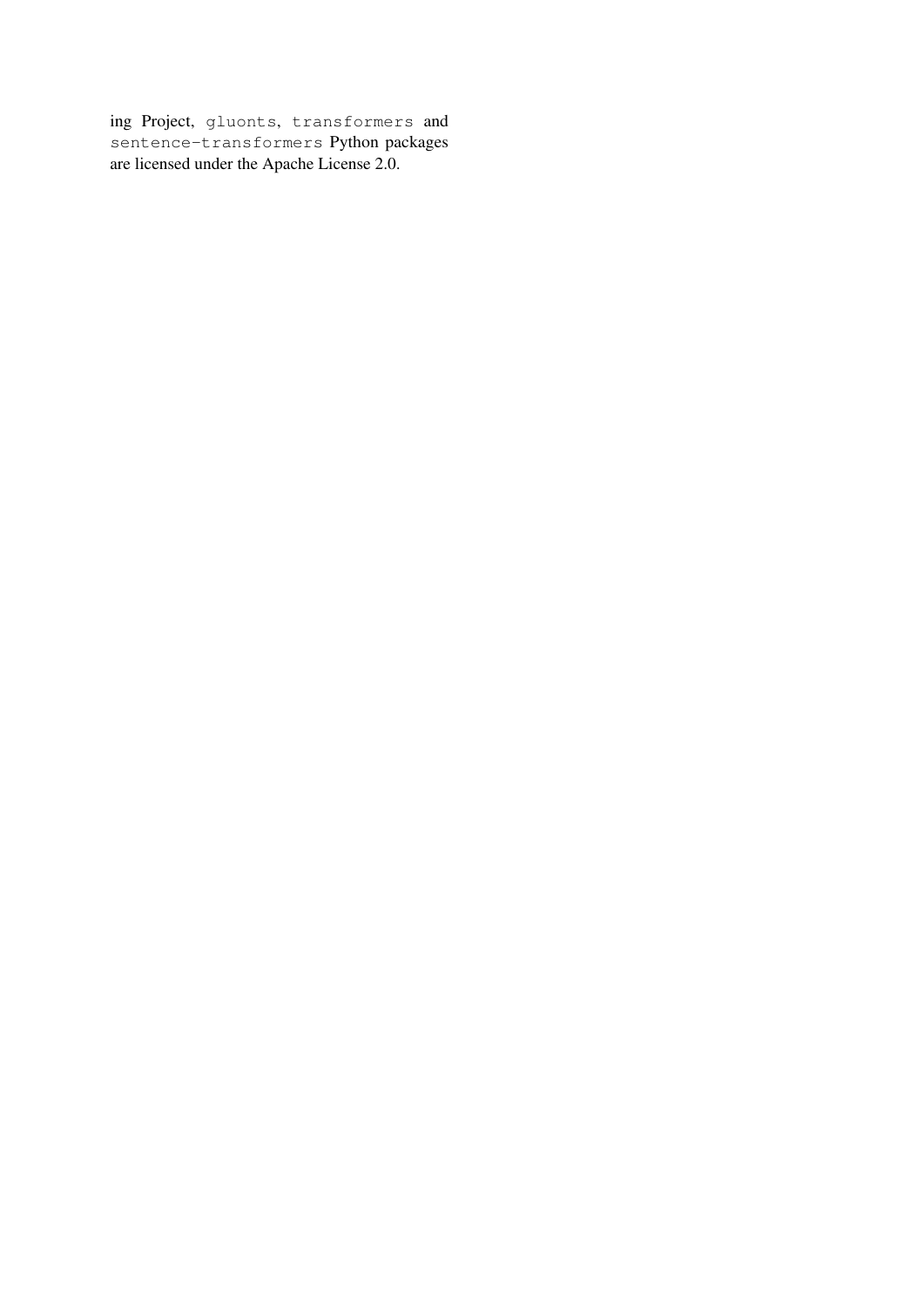ing Project, `gluonts`, `transformers` and `sentence-transformers` Python packages are licensed under the Apache License 2.0.